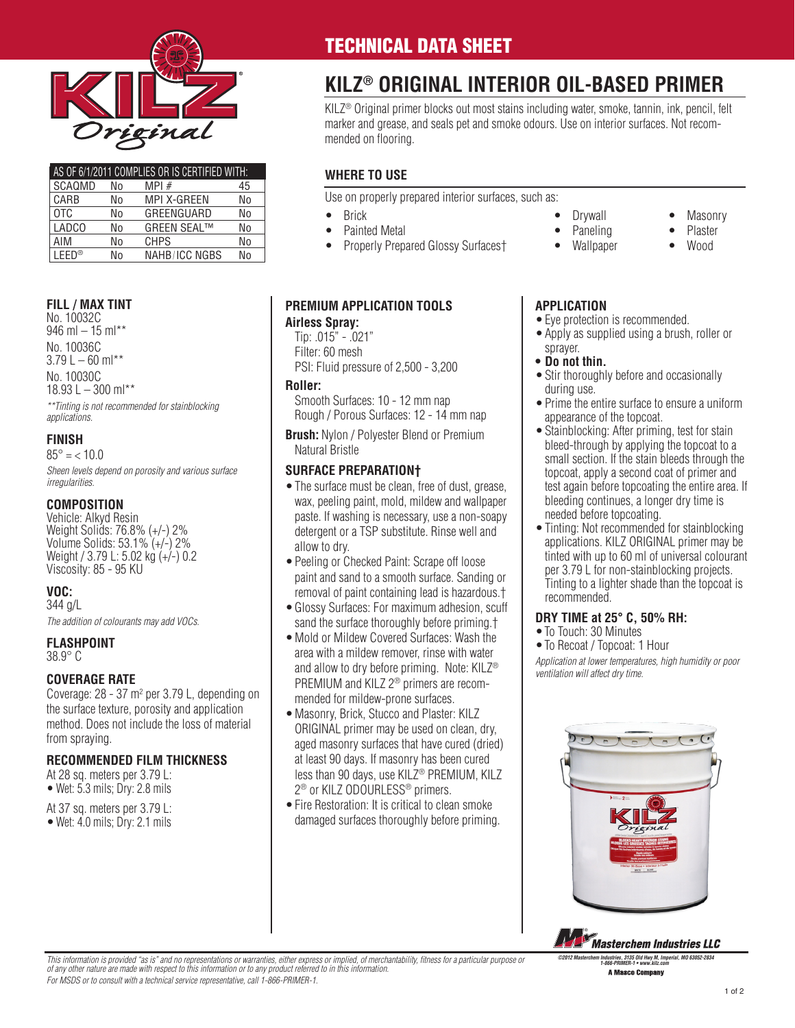# TECHNICAL DATA SHEET

# KILZ® ORIGINAL INTERIOR OIL-BASED PRIMER

KILZ® Original primer blocks out most stains including water, smoke, tannin, ink, pencil, felt marker and grease, and seals pet and smoke odours. Use on interior surfaces. Not recommended on flooring.

| AS OF 6/1/2011 COMPLIES OR IS CERTIFIED WITH: | | | |
|---|---|---|---|
| SCAQMD | No | MPI # | 45 |
| CARB | No | MPI X-GREEN | No |
| OTC | No | GREENGUARD | No |
| LADCO | No | GREEN SEAL™ | No |
| AIM | No | CHPS | No |
| LEED® | No | NAHB/ICC NGBS | No |

## WHERE TO USE

Use on properly prepared interior surfaces, such as:

- Brick
- Painted Metal
- Properly Prepared Glossy Surfaces†
- Drywall
- Paneling
- Wallpaper
- Masonry
- Plaster
- Wood

### FILL / MAX TINT

No. 10032C
946 ml – 15 ml**

No. 10036C
3.79 L – 60 ml**

No. 10030C
18.93 L – 300 ml**

*\*\*Tinting is not recommended for stainblocking applications.*

### FINISH

85° = < 10.0

*Sheen levels depend on porosity and various surface irregularities.*

### COMPOSITION

Vehicle: Alkyd Resin
Weight Solids: 76.8% (+/-) 2%
Volume Solids: 53.1% (+/-) 2%
Weight / 3.79 L: 5.02 kg (+/-) 0.2
Viscosity: 85 - 95 KU

### VOC:

344 g/L

*The addition of colourants may add VOCs.*

### FLASHPOINT

38.9° C

### COVERAGE RATE

Coverage: 28 - 37 m$^2$ per 3.79 L, depending on the surface texture, porosity and application method. Does not include the loss of material from spraying.

### RECOMMENDED FILM THICKNESS

At 28 sq. meters per 3.79 L:
- Wet: 5.3 mils; Dry: 2.8 mils

At 37 sq. meters per 3.79 L:
- Wet: 4.0 mils; Dry: 2.1 mils

### PREMIUM APPLICATION TOOLS

**Airless Spray:**
Tip: .015" - .021"
Filter: 60 mesh
PSI: Fluid pressure of 2,500 - 3,200

**Roller:**
Smooth Surfaces: 10 - 12 mm nap
Rough / Porous Surfaces: 12 - 14 mm nap

**Brush:** Nylon / Polyester Blend or Premium Natural Bristle

### SURFACE PREPARATION†

- The surface must be clean, free of dust, grease, wax, peeling paint, mold, mildew and wallpaper paste. If washing is necessary, use a non-soapy detergent or a TSP substitute. Rinse well and allow to dry.
- Peeling or Checked Paint: Scrape off loose paint and sand to a smooth surface. Sanding or removal of paint containing lead is hazardous.†
- Glossy Surfaces: For maximum adhesion, scuff sand the surface thoroughly before priming.†
- Mold or Mildew Covered Surfaces: Wash the area with a mildew remover, rinse with water and allow to dry before priming. Note: KILZ® PREMIUM and KILZ 2® primers are recommended for mildew-prone surfaces.
- Masonry, Brick, Stucco and Plaster: KILZ ORIGINAL primer may be used on clean, dry, aged masonry surfaces that have cured (dried) at least 90 days. If masonry has been cured less than 90 days, use KILZ® PREMIUM, KILZ 2® or KILZ ODOURLESS® primers.
- Fire Restoration: It is critical to clean smoke damaged surfaces thoroughly before priming.

### APPLICATION

- Eye protection is recommended.
- Apply as supplied using a brush, roller or sprayer.
- **Do not thin.**
- Stir thoroughly before and occasionally during use.
- Prime the entire surface to ensure a uniform appearance of the topcoat.
- Stainblocking: After priming, test for stain bleed-through by applying the topcoat to a small section. If the stain bleeds through the topcoat, apply a second coat of primer and test again before topcoating the entire area. If bleeding continues, a longer dry time is needed before topcoating.
- Tinting: Not recommended for stainblocking applications. KILZ ORIGINAL primer may be tinted with up to 60 ml of universal colourant per 3.79 L for non-stainblocking projects. Tinting to a lighter shade than the topcoat is recommended.

### DRY TIME at 25° C, 50% RH:

- To Touch: 30 Minutes
- To Recoat / Topcoat: 1 Hour

*Application at lower temperatures, high humidity or poor ventilation will affect dry time.*

Masterchem Industries LLC

©2012 Masterchem Industries, 3135 Old Hwy M, Imperial, MO 63052-2834
1-866-PRIMER-1 • www.kilz.com
A Masco Company

*This information is provided "as is" and no representations or warranties, either express or implied, of merchantability, fitness for a particular purpose or of any other nature are made with respect to this information or to any product referred to in this information.*

*For MSDS or to consult with a technical service representative, call 1-866-PRIMER-1.*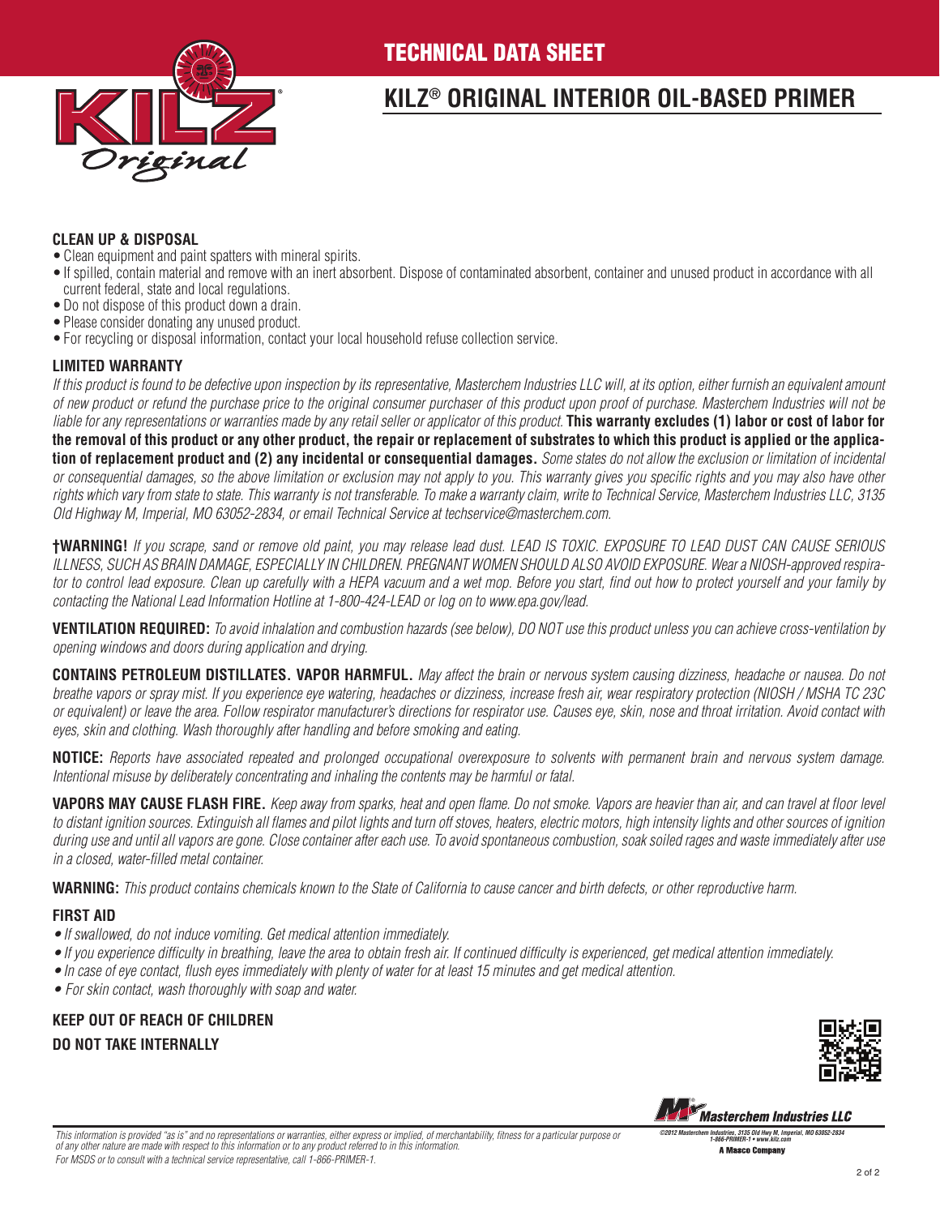# TECHNICAL DATA SHEET

## KILZ® ORIGINAL INTERIOR OIL-BASED PRIMER

### CLEAN UP & DISPOSAL

- Clean equipment and paint spatters with mineral spirits.
- If spilled, contain material and remove with an inert absorbent. Dispose of contaminated absorbent, container and unused product in accordance with all current federal, state and local regulations.
- Do not dispose of this product down a drain.
- Please consider donating any unused product.
- For recycling or disposal information, contact your local household refuse collection service.

### LIMITED WARRANTY

*If this product is found to be defective upon inspection by its representative, Masterchem Industries LLC will, at its option, either furnish an equivalent amount of new product or refund the purchase price to the original consumer purchaser of this product upon proof of purchase. Masterchem Industries will not be liable for any representations or warranties made by any retail seller or applicator of this product.* **This warranty excludes (1) labor or cost of labor for the removal of this product or any other product, the repair or replacement of substrates to which this product is applied or the application of replacement product and (2) any incidental or consequential damages.** *Some states do not allow the exclusion or limitation of incidental or consequential damages, so the above limitation or exclusion may not apply to you. This warranty gives you specific rights and you may also have other rights which vary from state to state. This warranty is not transferable. To make a warranty claim, write to Technical Service, Masterchem Industries LLC, 3135 Old Highway M, Imperial, MO 63052-2834, or email Technical Service at techservice@masterchem.com.*

**†WARNING!** *If you scrape, sand or remove old paint, you may release lead dust. LEAD IS TOXIC. EXPOSURE TO LEAD DUST CAN CAUSE SERIOUS ILLNESS, SUCH AS BRAIN DAMAGE, ESPECIALLY IN CHILDREN. PREGNANT WOMEN SHOULD ALSO AVOID EXPOSURE. Wear a NIOSH-approved respirator to control lead exposure. Clean up carefully with a HEPA vacuum and a wet mop. Before you start, find out how to protect yourself and your family by contacting the National Lead Information Hotline at 1-800-424-LEAD or log on to www.epa.gov/lead.*

**VENTILATION REQUIRED:** *To avoid inhalation and combustion hazards (see below), DO NOT use this product unless you can achieve cross-ventilation by opening windows and doors during application and drying.*

**CONTAINS PETROLEUM DISTILLATES. VAPOR HARMFUL.** *May affect the brain or nervous system causing dizziness, headache or nausea. Do not breathe vapors or spray mist. If you experience eye watering, headaches or dizziness, increase fresh air, wear respiratory protection (NIOSH / MSHA TC 23C or equivalent) or leave the area. Follow respirator manufacturer's directions for respirator use. Causes eye, skin, nose and throat irritation. Avoid contact with eyes, skin and clothing. Wash thoroughly after handling and before smoking and eating.*

**NOTICE:** *Reports have associated repeated and prolonged occupational overexposure to solvents with permanent brain and nervous system damage. Intentional misuse by deliberately concentrating and inhaling the contents may be harmful or fatal.*

**VAPORS MAY CAUSE FLASH FIRE.** *Keep away from sparks, heat and open flame. Do not smoke. Vapors are heavier than air, and can travel at floor level to distant ignition sources. Extinguish all flames and pilot lights and turn off stoves, heaters, electric motors, high intensity lights and other sources of ignition during use and until all vapors are gone. Close container after each use. To avoid spontaneous combustion, soak soiled rages and waste immediately after use in a closed, water-filled metal container.*

**WARNING:** *This product contains chemicals known to the State of California to cause cancer and birth defects, or other reproductive harm.*

### FIRST AID

- *If swallowed, do not induce vomiting. Get medical attention immediately.*
- *If you experience difficulty in breathing, leave the area to obtain fresh air. If continued difficulty is experienced, get medical attention immediately.*
- *In case of eye contact, flush eyes immediately with plenty of water for at least 15 minutes and get medical attention.*
- *For skin contact, wash thoroughly with soap and water.*

**KEEP OUT OF REACH OF CHILDREN**

**DO NOT TAKE INTERNALLY**

*This information is provided "as is" and no representations or warranties, either express or implied, of merchantability, fitness for a particular purpose or of any other nature are made with respect to this information or to any product referred to in this information.*

*For MSDS or to consult with a technical service representative, call 1-866-PRIMER-1.*

Masterchem Industries LLC

©2012 Masterchem Industries, 3135 Old Hwy M, Imperial, MO 63052-2834
1-866-PRIMER-1 • www.kilz.com

A Masco Company